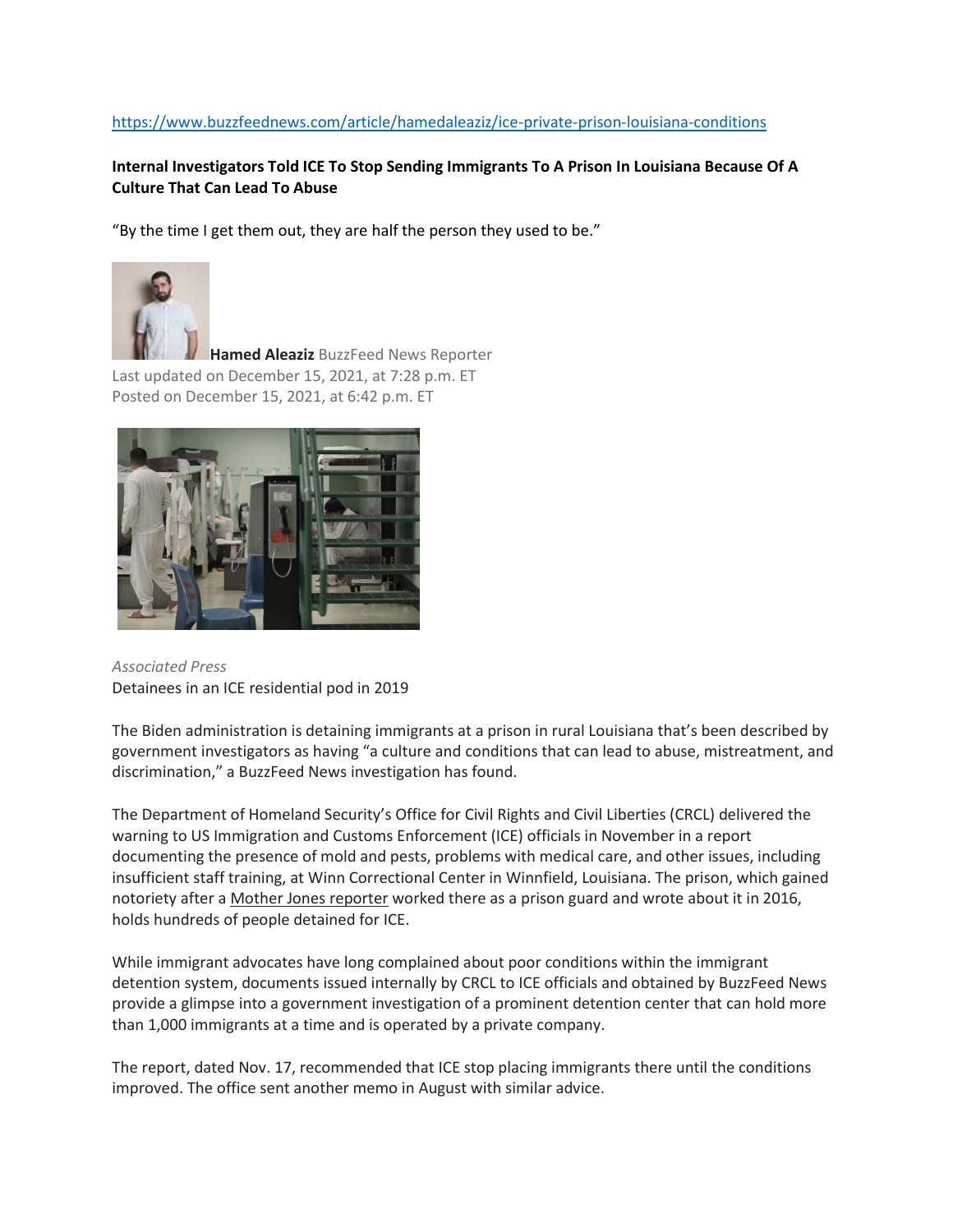https://www.buzzfeednews.com/article/hamedaleaziz/ice-private-prison-louisiana-conditions

**Internal Investigators Told ICE To Stop Sending Immigrants To A Prison In Louisiana Because Of A Culture That Can Lead To Abuse**

"By the time I get them out, they are half the person they used to be."

**Hamed Aleaziz** BuzzFeed News Reporter
Last updated on December 15, 2021, at 7:28 p.m. ET
Posted on December 15, 2021, at 6:42 p.m. ET

*Associated Press*
Detainees in an ICE residential pod in 2019

The Biden administration is detaining immigrants at a prison in rural Louisiana that's been described by government investigators as having "a culture and conditions that can lead to abuse, mistreatment, and discrimination," a BuzzFeed News investigation has found.

The Department of Homeland Security's Office for Civil Rights and Civil Liberties (CRCL) delivered the warning to US Immigration and Customs Enforcement (ICE) officials in November in a report documenting the presence of mold and pests, problems with medical care, and other issues, including insufficient staff training, at Winn Correctional Center in Winnfield, Louisiana. The prison, which gained notoriety after a Mother Jones reporter worked there as a prison guard and wrote about it in 2016, holds hundreds of people detained for ICE.

While immigrant advocates have long complained about poor conditions within the immigrant detention system, documents issued internally by CRCL to ICE officials and obtained by BuzzFeed News provide a glimpse into a government investigation of a prominent detention center that can hold more than 1,000 immigrants at a time and is operated by a private company.

The report, dated Nov. 17, recommended that ICE stop placing immigrants there until the conditions improved. The office sent another memo in August with similar advice.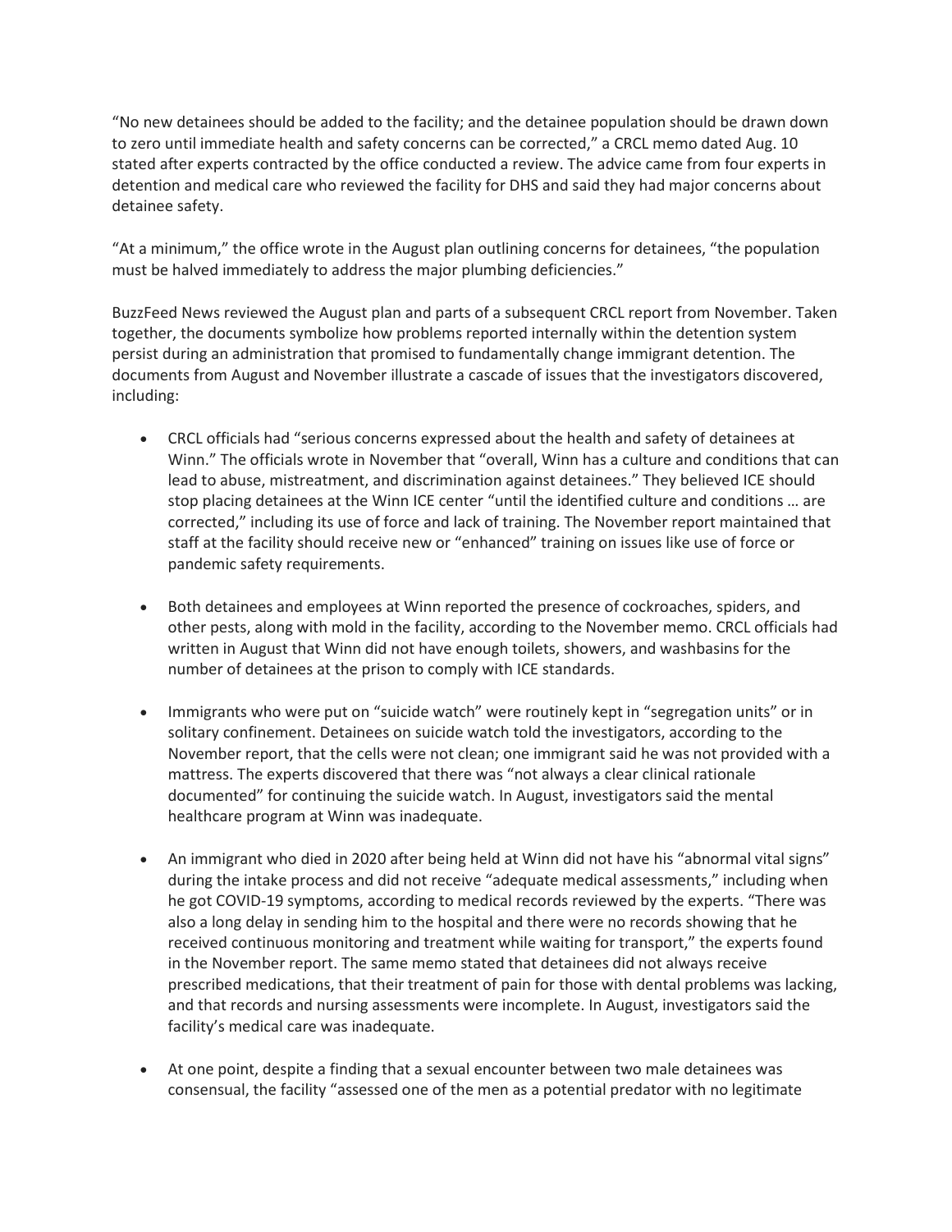"No new detainees should be added to the facility; and the detainee population should be drawn down to zero until immediate health and safety concerns can be corrected," a CRCL memo dated Aug. 10 stated after experts contracted by the office conducted a review. The advice came from four experts in detention and medical care who reviewed the facility for DHS and said they had major concerns about detainee safety.

"At a minimum," the office wrote in the August plan outlining concerns for detainees, "the population must be halved immediately to address the major plumbing deficiencies."

BuzzFeed News reviewed the August plan and parts of a subsequent CRCL report from November. Taken together, the documents symbolize how problems reported internally within the detention system persist during an administration that promised to fundamentally change immigrant detention. The documents from August and November illustrate a cascade of issues that the investigators discovered, including:

- CRCL officials had "serious concerns expressed about the health and safety of detainees at Winn." The officials wrote in November that "overall, Winn has a culture and conditions that can lead to abuse, mistreatment, and discrimination against detainees." They believed ICE should stop placing detainees at the Winn ICE center "until the identified culture and conditions … are corrected," including its use of force and lack of training. The November report maintained that staff at the facility should receive new or "enhanced" training on issues like use of force or pandemic safety requirements.

- Both detainees and employees at Winn reported the presence of cockroaches, spiders, and other pests, along with mold in the facility, according to the November memo. CRCL officials had written in August that Winn did not have enough toilets, showers, and washbasins for the number of detainees at the prison to comply with ICE standards.

- Immigrants who were put on "suicide watch" were routinely kept in "segregation units" or in solitary confinement. Detainees on suicide watch told the investigators, according to the November report, that the cells were not clean; one immigrant said he was not provided with a mattress. The experts discovered that there was "not always a clear clinical rationale documented" for continuing the suicide watch. In August, investigators said the mental healthcare program at Winn was inadequate.

- An immigrant who died in 2020 after being held at Winn did not have his "abnormal vital signs" during the intake process and did not receive "adequate medical assessments," including when he got COVID-19 symptoms, according to medical records reviewed by the experts. "There was also a long delay in sending him to the hospital and there were no records showing that he received continuous monitoring and treatment while waiting for transport," the experts found in the November report. The same memo stated that detainees did not always receive prescribed medications, that their treatment of pain for those with dental problems was lacking, and that records and nursing assessments were incomplete. In August, investigators said the facility's medical care was inadequate.

- At one point, despite a finding that a sexual encounter between two male detainees was consensual, the facility "assessed one of the men as a potential predator with no legitimate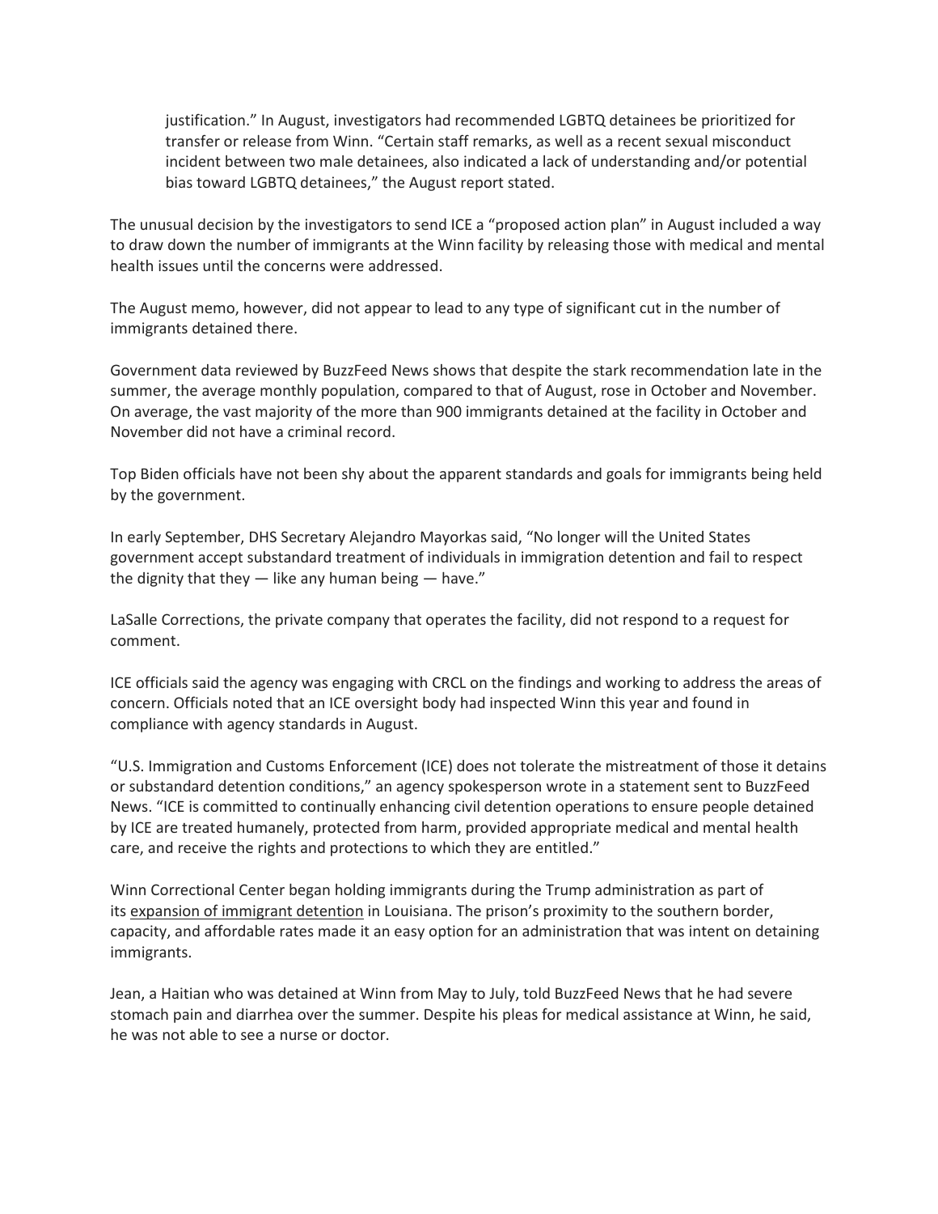> justification." In August, investigators had recommended LGBTQ detainees be prioritized for transfer or release from Winn. "Certain staff remarks, as well as a recent sexual misconduct incident between two male detainees, also indicated a lack of understanding and/or potential bias toward LGBTQ detainees," the August report stated.

The unusual decision by the investigators to send ICE a "proposed action plan" in August included a way to draw down the number of immigrants at the Winn facility by releasing those with medical and mental health issues until the concerns were addressed.

The August memo, however, did not appear to lead to any type of significant cut in the number of immigrants detained there.

Government data reviewed by BuzzFeed News shows that despite the stark recommendation late in the summer, the average monthly population, compared to that of August, rose in October and November. On average, the vast majority of the more than 900 immigrants detained at the facility in October and November did not have a criminal record.

Top Biden officials have not been shy about the apparent standards and goals for immigrants being held by the government.

In early September, DHS Secretary Alejandro Mayorkas said, "No longer will the United States government accept substandard treatment of individuals in immigration detention and fail to respect the dignity that they — like any human being — have."

LaSalle Corrections, the private company that operates the facility, did not respond to a request for comment.

ICE officials said the agency was engaging with CRCL on the findings and working to address the areas of concern. Officials noted that an ICE oversight body had inspected Winn this year and found in compliance with agency standards in August.

"U.S. Immigration and Customs Enforcement (ICE) does not tolerate the mistreatment of those it detains or substandard detention conditions," an agency spokesperson wrote in a statement sent to BuzzFeed News. "ICE is committed to continually enhancing civil detention operations to ensure people detained by ICE are treated humanely, protected from harm, provided appropriate medical and mental health care, and receive the rights and protections to which they are entitled."

Winn Correctional Center began holding immigrants during the Trump administration as part of its expansion of immigrant detention in Louisiana. The prison's proximity to the southern border, capacity, and affordable rates made it an easy option for an administration that was intent on detaining immigrants.

Jean, a Haitian who was detained at Winn from May to July, told BuzzFeed News that he had severe stomach pain and diarrhea over the summer. Despite his pleas for medical assistance at Winn, he said, he was not able to see a nurse or doctor.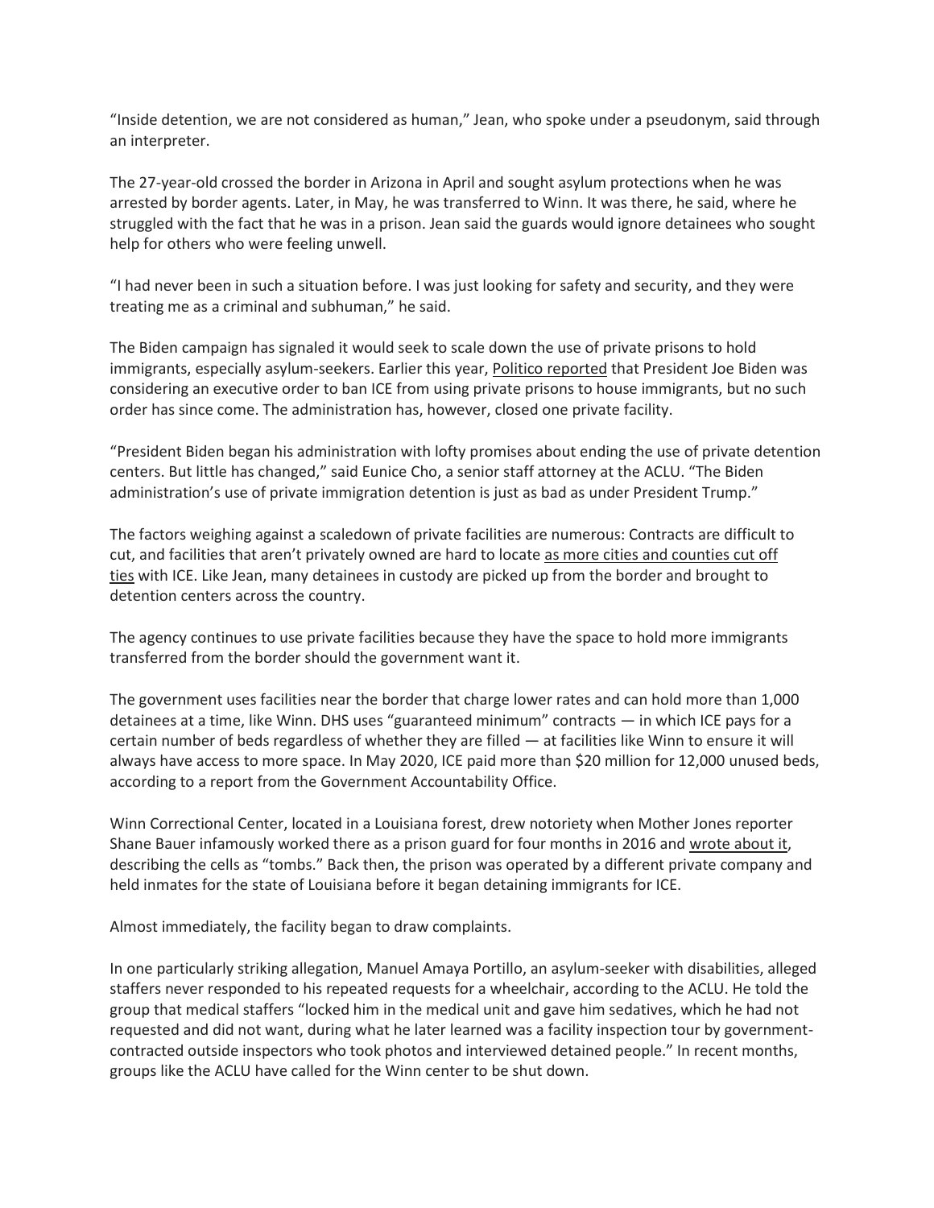"Inside detention, we are not considered as human," Jean, who spoke under a pseudonym, said through an interpreter.

The 27-year-old crossed the border in Arizona in April and sought asylum protections when he was arrested by border agents. Later, in May, he was transferred to Winn. It was there, he said, where he struggled with the fact that he was in a prison. Jean said the guards would ignore detainees who sought help for others who were feeling unwell.

"I had never been in such a situation before. I was just looking for safety and security, and they were treating me as a criminal and subhuman," he said.

The Biden campaign has signaled it would seek to scale down the use of private prisons to hold immigrants, especially asylum-seekers. Earlier this year, Politico reported that President Joe Biden was considering an executive order to ban ICE from using private prisons to house immigrants, but no such order has since come. The administration has, however, closed one private facility.

"President Biden began his administration with lofty promises about ending the use of private detention centers. But little has changed," said Eunice Cho, a senior staff attorney at the ACLU. "The Biden administration's use of private immigration detention is just as bad as under President Trump."

The factors weighing against a scaledown of private facilities are numerous: Contracts are difficult to cut, and facilities that aren't privately owned are hard to locate as more cities and counties cut off ties with ICE. Like Jean, many detainees in custody are picked up from the border and brought to detention centers across the country.

The agency continues to use private facilities because they have the space to hold more immigrants transferred from the border should the government want it.

The government uses facilities near the border that charge lower rates and can hold more than 1,000 detainees at a time, like Winn. DHS uses "guaranteed minimum" contracts — in which ICE pays for a certain number of beds regardless of whether they are filled — at facilities like Winn to ensure it will always have access to more space. In May 2020, ICE paid more than $20 million for 12,000 unused beds, according to a report from the Government Accountability Office.

Winn Correctional Center, located in a Louisiana forest, drew notoriety when Mother Jones reporter Shane Bauer infamously worked there as a prison guard for four months in 2016 and wrote about it, describing the cells as "tombs." Back then, the prison was operated by a different private company and held inmates for the state of Louisiana before it began detaining immigrants for ICE.

Almost immediately, the facility began to draw complaints.

In one particularly striking allegation, Manuel Amaya Portillo, an asylum-seeker with disabilities, alleged staffers never responded to his repeated requests for a wheelchair, according to the ACLU. He told the group that medical staffers "locked him in the medical unit and gave him sedatives, which he had not requested and did not want, during what he later learned was a facility inspection tour by government-contracted outside inspectors who took photos and interviewed detained people." In recent months, groups like the ACLU have called for the Winn center to be shut down.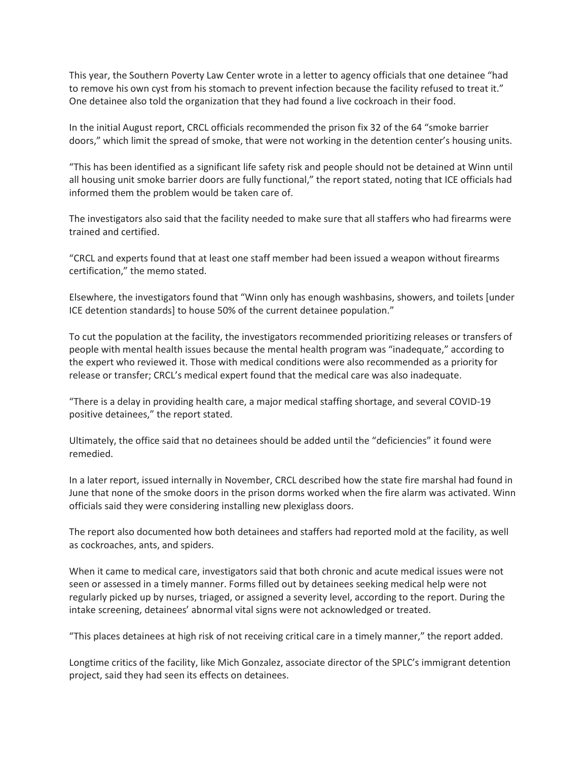This year, the Southern Poverty Law Center wrote in a letter to agency officials that one detainee "had to remove his own cyst from his stomach to prevent infection because the facility refused to treat it." One detainee also told the organization that they had found a live cockroach in their food.

In the initial August report, CRCL officials recommended the prison fix 32 of the 64 "smoke barrier doors," which limit the spread of smoke, that were not working in the detention center's housing units.

"This has been identified as a significant life safety risk and people should not be detained at Winn until all housing unit smoke barrier doors are fully functional," the report stated, noting that ICE officials had informed them the problem would be taken care of.

The investigators also said that the facility needed to make sure that all staffers who had firearms were trained and certified.

"CRCL and experts found that at least one staff member had been issued a weapon without firearms certification," the memo stated.

Elsewhere, the investigators found that "Winn only has enough washbasins, showers, and toilets [under ICE detention standards] to house 50% of the current detainee population."

To cut the population at the facility, the investigators recommended prioritizing releases or transfers of people with mental health issues because the mental health program was "inadequate," according to the expert who reviewed it. Those with medical conditions were also recommended as a priority for release or transfer; CRCL's medical expert found that the medical care was also inadequate.

"There is a delay in providing health care, a major medical staffing shortage, and several COVID-19 positive detainees," the report stated.

Ultimately, the office said that no detainees should be added until the "deficiencies" it found were remedied.

In a later report, issued internally in November, CRCL described how the state fire marshal had found in June that none of the smoke doors in the prison dorms worked when the fire alarm was activated. Winn officials said they were considering installing new plexiglass doors.

The report also documented how both detainees and staffers had reported mold at the facility, as well as cockroaches, ants, and spiders.

When it came to medical care, investigators said that both chronic and acute medical issues were not seen or assessed in a timely manner. Forms filled out by detainees seeking medical help were not regularly picked up by nurses, triaged, or assigned a severity level, according to the report. During the intake screening, detainees' abnormal vital signs were not acknowledged or treated.

"This places detainees at high risk of not receiving critical care in a timely manner," the report added.

Longtime critics of the facility, like Mich Gonzalez, associate director of the SPLC's immigrant detention project, said they had seen its effects on detainees.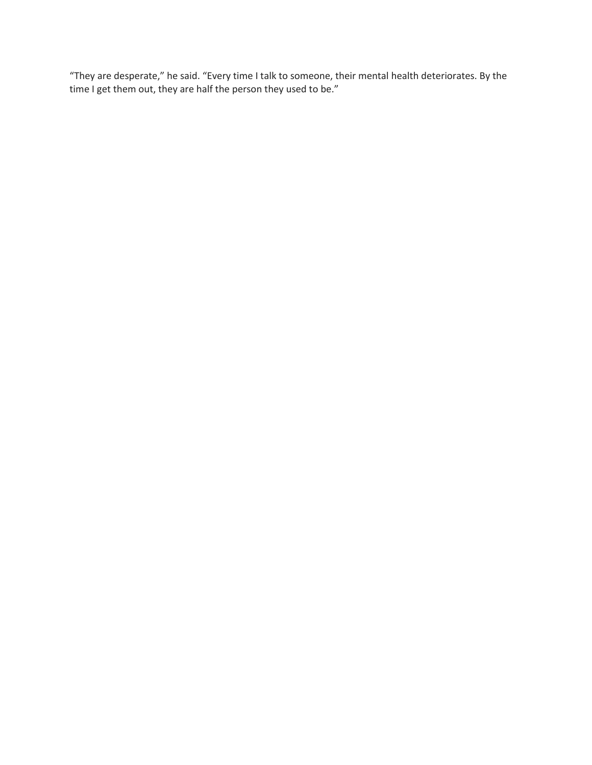“They are desperate,” he said. “Every time I talk to someone, their mental health deteriorates. By the time I get them out, they are half the person they used to be.”